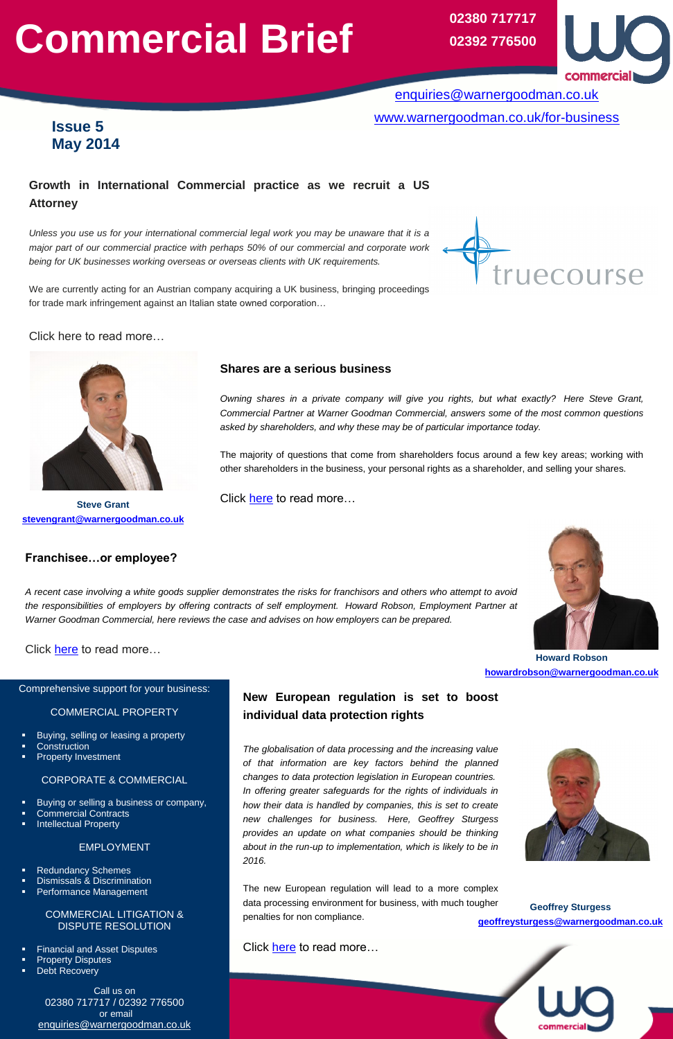# Commercial Brief

02380 717717
02392 776500

enquiries@warnergoodman.co.uk

www.warnergoodman.co.uk/for-business

**Issue 5**
**May 2014**

## Growth in International Commercial practice as we recruit a US Attorney

*Unless you use us for your international commercial legal work you may be unaware that it is a major part of our commercial practice with perhaps 50% of our commercial and corporate work being for UK businesses working overseas or overseas clients with UK requirements.*

We are currently acting for an Austrian company acquiring a UK business, bringing proceedings for trade mark infringement against an Italian state owned corporation…

Click here to read more…

## Shares are a serious business

*Owning shares in a private company will give you rights, but what exactly? Here Steve Grant, Commercial Partner at Warner Goodman Commercial, answers some of the most common questions asked by shareholders, and why these may be of particular importance today.*

The majority of questions that come from shareholders focus around a few key areas; working with other shareholders in the business, your personal rights as a shareholder, and selling your shares.

Click here to read more…

**Steve Grant**
stevengrant@warnergoodman.co.uk

## Franchisee…or employee?

*A recent case involving a white goods supplier demonstrates the risks for franchisors and others who attempt to avoid the responsibilities of employers by offering contracts of self employment. Howard Robson, Employment Partner at Warner Goodman Commercial, here reviews the case and advises on how employers can be prepared.*

Click here to read more…

**Howard Robson**
howardrobson@warnergoodman.co.uk

## New European regulation is set to boost individual data protection rights

*The globalisation of data processing and the increasing value of that information are key factors behind the planned changes to data protection legislation in European countries. In offering greater safeguards for the rights of individuals in how their data is handled by companies, this is set to create new challenges for business. Here, Geoffrey Sturgess provides an update on what companies should be thinking about in the run-up to implementation, which is likely to be in 2016.*

The new European regulation will lead to a more complex data processing environment for business, with much tougher penalties for non compliance.

Click here to read more…

**Geoffrey Sturgess**
geoffreysturgess@warnergoodman.co.uk

Comprehensive support for your business:

**COMMERCIAL PROPERTY**

- Buying, selling or leasing a property
- Construction
- Property Investment

**CORPORATE & COMMERCIAL**

- Buying or selling a business or company,
- Commercial Contracts
- Intellectual Property

**EMPLOYMENT**

- Redundancy Schemes
- Dismissals & Discrimination
- Performance Management

**COMMERCIAL LITIGATION & DISPUTE RESOLUTION**

- Financial and Asset Disputes
- Property Disputes
- Debt Recovery

Call us on
02380 717717 / 02392 776500
or email
enquiries@warnergoodman.co.uk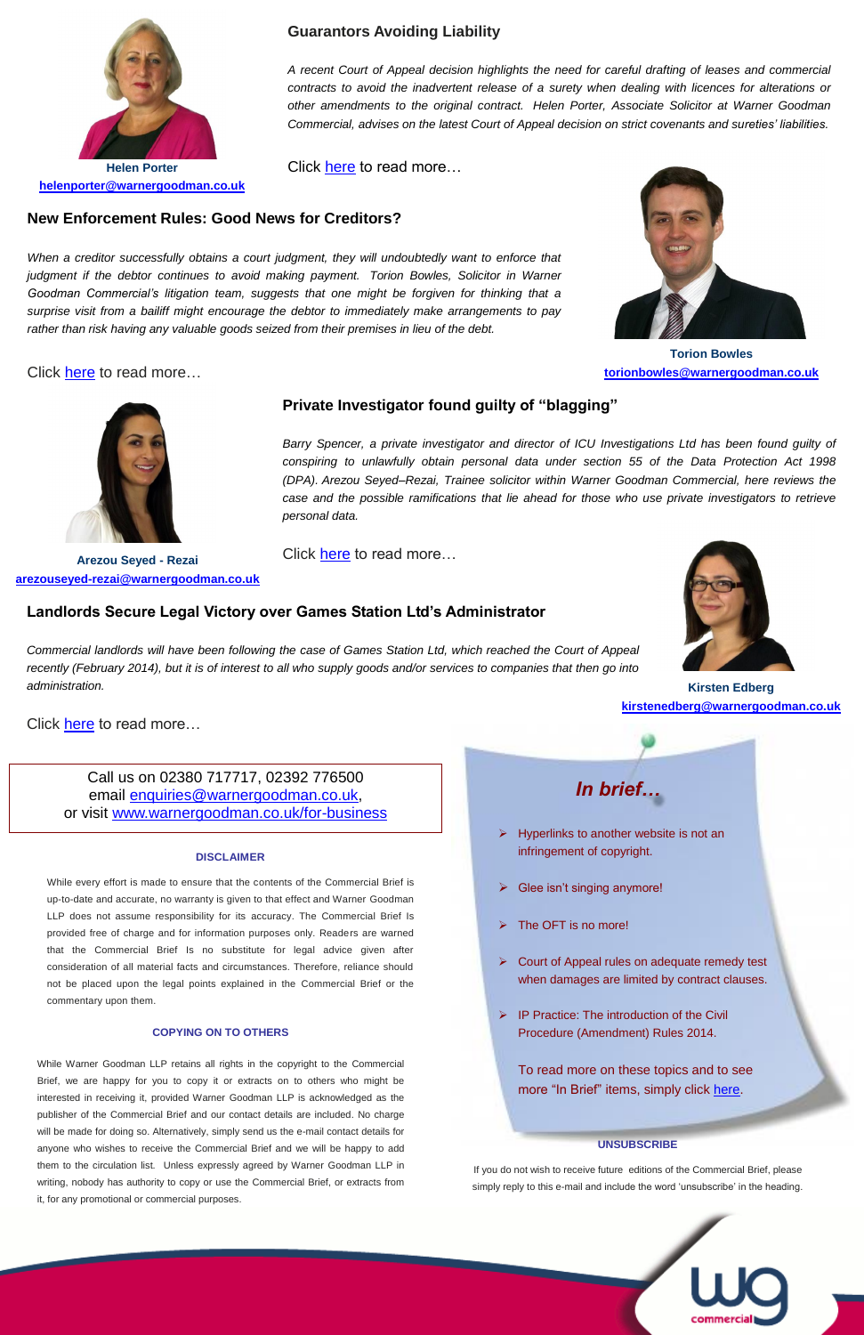**Helen Porter**
helenporter@warnergoodman.co.uk

### Guarantors Avoiding Liability

*A recent Court of Appeal decision highlights the need for careful drafting of leases and commercial contracts to avoid the inadvertent release of a surety when dealing with licences for alterations or other amendments to the original contract. Helen Porter, Associate Solicitor at Warner Goodman Commercial, advises on the latest Court of Appeal decision on strict covenants and sureties' liabilities.*

Click here to read more…

### New Enforcement Rules: Good News for Creditors?

*When a creditor successfully obtains a court judgment, they will undoubtedly want to enforce that judgment if the debtor continues to avoid making payment. Torion Bowles, Solicitor in Warner Goodman Commercial's litigation team, suggests that one might be forgiven for thinking that a surprise visit from a bailiff might encourage the debtor to immediately make arrangements to pay rather than risk having any valuable goods seized from their premises in lieu of the debt.*

Click here to read more…

**Torion Bowles**
torionbowles@warnergoodman.co.uk

### Private Investigator found guilty of "blagging"

*Barry Spencer, a private investigator and director of ICU Investigations Ltd has been found guilty of conspiring to unlawfully obtain personal data under section 55 of the Data Protection Act 1998 (DPA). Arezou Seyed–Rezai, Trainee solicitor within Warner Goodman Commercial, here reviews the case and the possible ramifications that lie ahead for those who use private investigators to retrieve personal data.*

Click here to read more…

**Arezou Seyed - Rezai**
arezouseyed-rezai@warnergoodman.co.uk

### Landlords Secure Legal Victory over Games Station Ltd's Administrator

*Commercial landlords will have been following the case of Games Station Ltd, which reached the Court of Appeal recently (February 2014), but it is of interest to all who supply goods and/or services to companies that then go into administration.*

Click here to read more…

**Kirsten Edberg**
kirstenedberg@warnergoodman.co.uk

Call us on 02380 717717, 02392 776500
email enquiries@warnergoodman.co.uk,
or visit www.warnergoodman.co.uk/for-business

#### DISCLAIMER

While every effort is made to ensure that the contents of the Commercial Brief is up-to-date and accurate, no warranty is given to that effect and Warner Goodman LLP does not assume responsibility for its accuracy. The Commercial Brief Is provided free of charge and for information purposes only. Readers are warned that the Commercial Brief Is no substitute for legal advice given after consideration of all material facts and circumstances. Therefore, reliance should not be placed upon the legal points explained in the Commercial Brief or the commentary upon them.

#### COPYING ON TO OTHERS

While Warner Goodman LLP retains all rights in the copyright to the Commercial Brief, we are happy for you to copy it or extracts on to others who might be interested in receiving it, provided Warner Goodman LLP is acknowledged as the publisher of the Commercial Brief and our contact details are included. No charge will be made for doing so. Alternatively, simply send us the e-mail contact details for anyone who wishes to receive the Commercial Brief and we will be happy to add them to the circulation list. Unless expressly agreed by Warner Goodman LLP in writing, nobody has authority to copy or use the Commercial Brief, or extracts from it, for any promotional or commercial purposes.

### *In brief…*

- Hyperlinks to another website is not an infringement of copyright.
- Glee isn't singing anymore!
- The OFT is no more!
- Court of Appeal rules on adequate remedy test when damages are limited by contract clauses.
- IP Practice: The introduction of the Civil Procedure (Amendment) Rules 2014.

To read more on these topics and to see more "In Brief" items, simply click here.

#### UNSUBSCRIBE

If you do not wish to receive future editions of the Commercial Brief, please simply reply to this e-mail and include the word 'unsubscribe' in the heading.

wg commercial